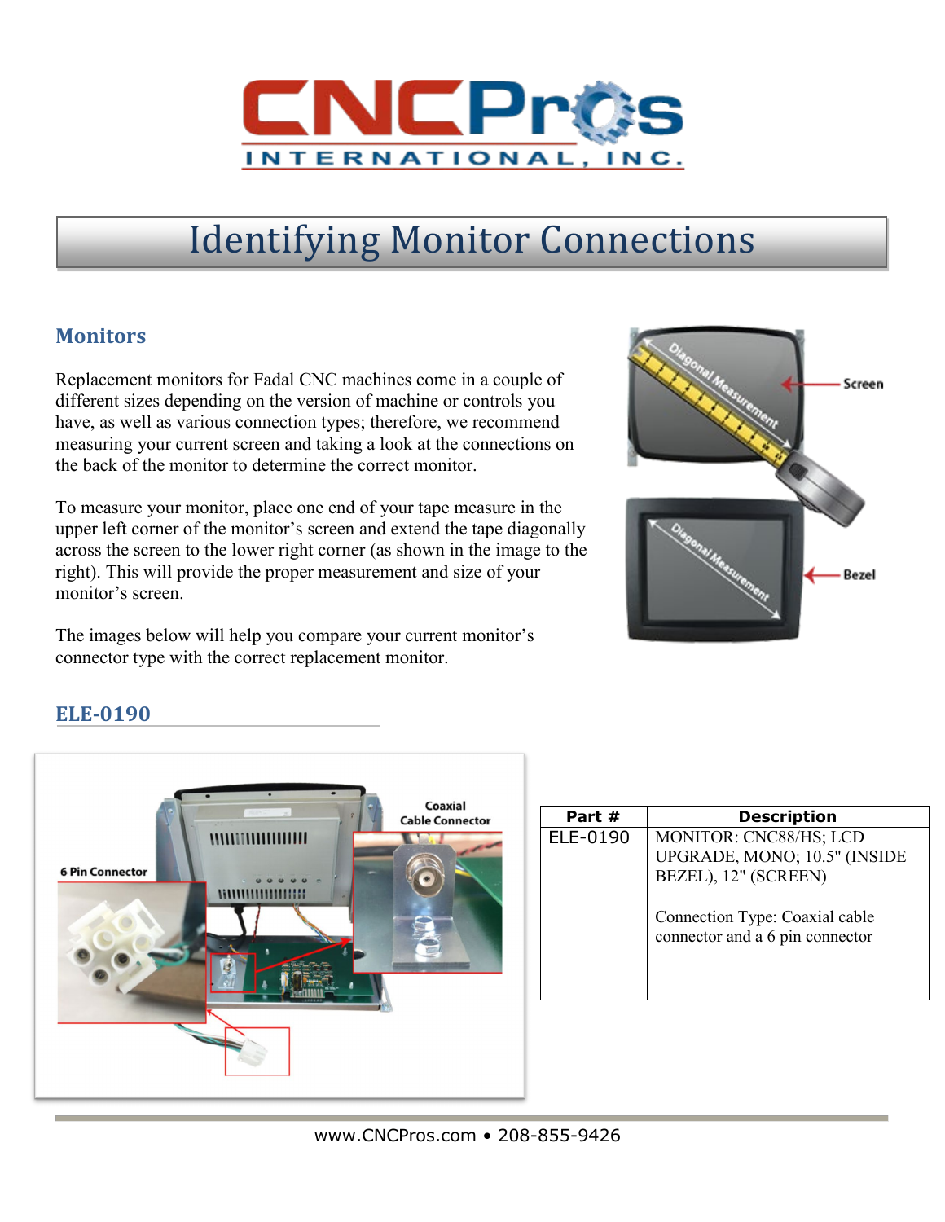# Identifying Monitor Connections

## Monitors

Replacement monitors for Fadal CNC machines come in a couple of different sizes depending on the version of machine or controls you have, as well as various connection types; therefore, we recommend measuring your current screen and taking a look at the connections on the back of the monitor to determine the correct monitor.

To measure your monitor, place one end of your tape measure in the upper left corner of the monitor's screen and extend the tape diagonally across the screen to the lower right corner (as shown in the image to the right). This will provide the proper measurement and size of your monitor's screen.

The images below will help you compare your current monitor's connector type with the correct replacement monitor.

## ELE-0190

| Part # | Description |
|---|---|
| ELE-0190 | MONITOR: CNC88/HS; LCD UPGRADE, MONO; 10.5" (INSIDE BEZEL), 12" (SCREEN)<br><br>Connection Type: Coaxial cable connector and a 6 pin connector |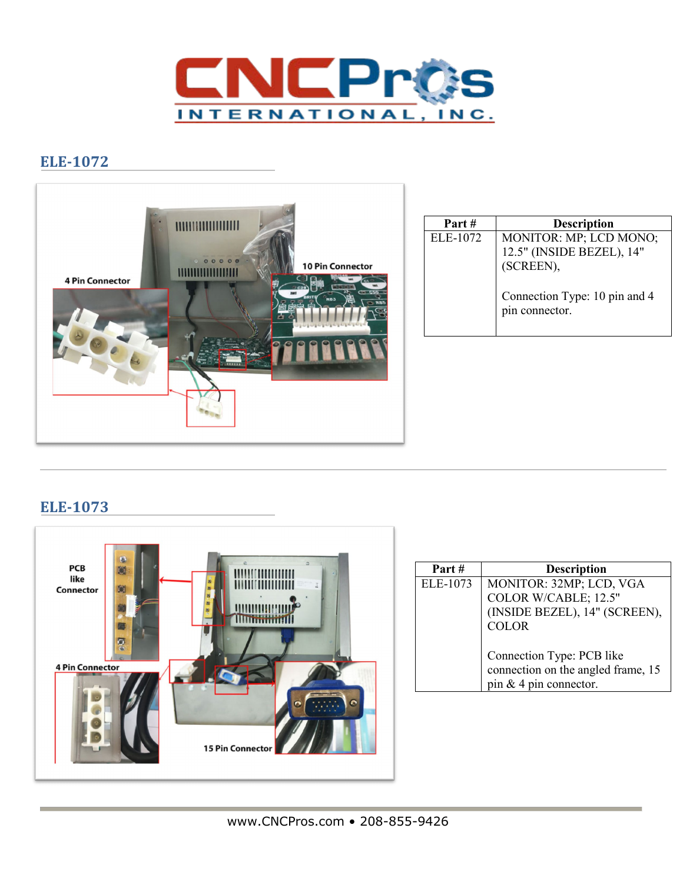## ELE-1072

4 Pin Connector

10 Pin Connector

| Part # | Description |
| --- | --- |
| ELE-1072 | MONITOR: MP; LCD MONO; 12.5" (INSIDE BEZEL), 14" (SCREEN),<br><br>Connection Type: 10 pin and 4 pin connector. |

## ELE-1073

PCB like Connector

4 Pin Connector

15 Pin Connector

| Part # | Description |
| --- | --- |
| ELE-1073 | MONITOR: 32MP; LCD, VGA COLOR W/CABLE; 12.5" (INSIDE BEZEL), 14" (SCREEN), COLOR<br><br>Connection Type: PCB like connection on the angled frame, 15 pin & 4 pin connector. |

www.CNCPros.com • 208-855-9426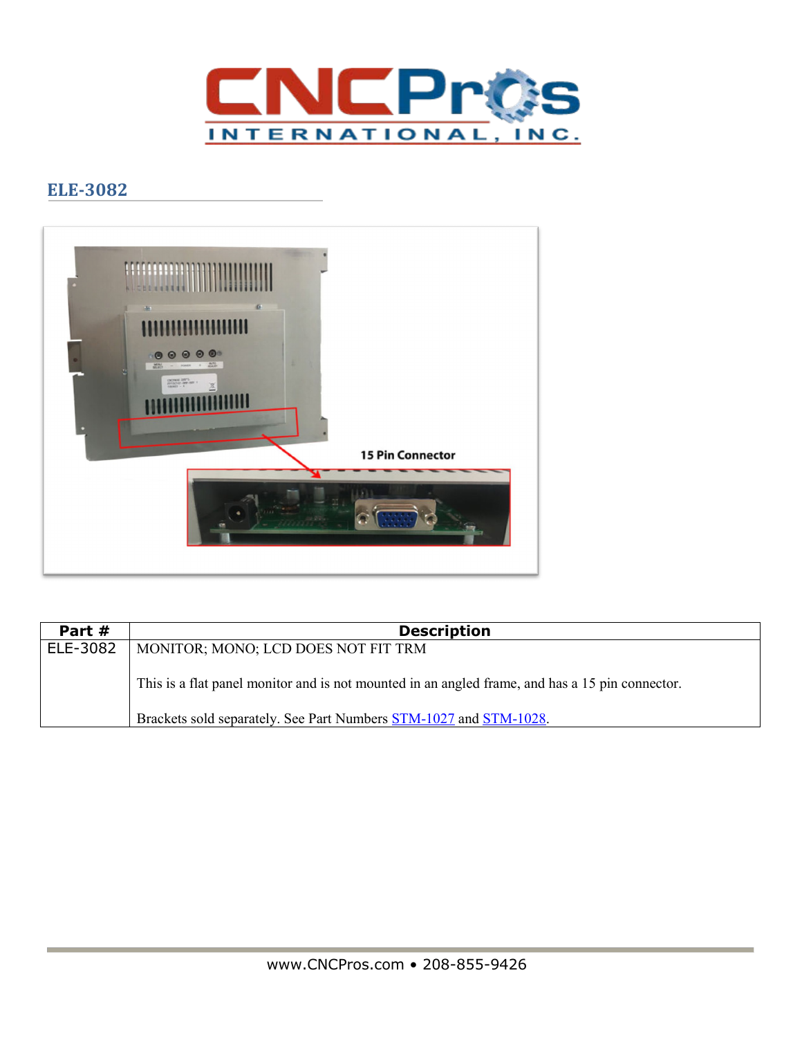## ELE-3082

15 Pin Connector

| Part # | Description |
| --- | --- |
| ELE-3082 | MONITOR; MONO; LCD DOES NOT FIT TRM<br><br>This is a flat panel monitor and is not mounted in an angled frame, and has a 15 pin connector.<br><br>Brackets sold separately. See Part Numbers STM-1027 and STM-1028. |

www.CNCPros.com • 208-855-9426